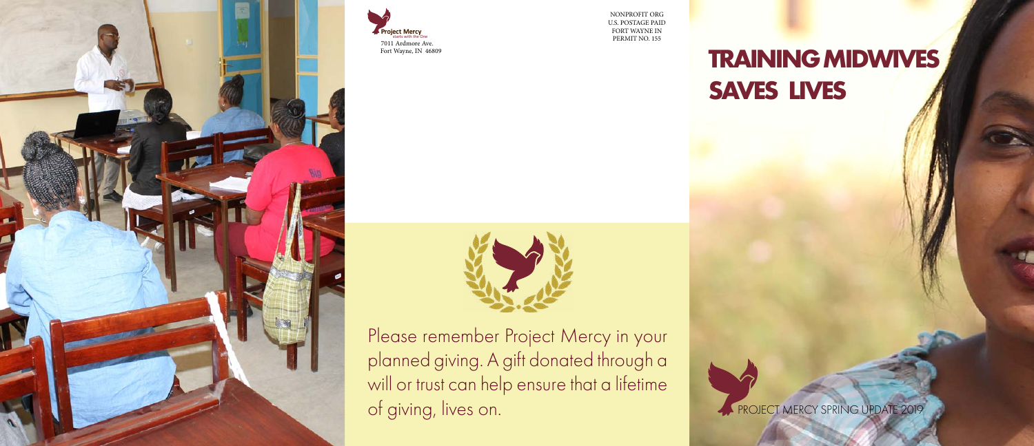Project Mercy
starts with the One
7011 Ardmore Ave.
Fort Wayne, IN 46809

NONPROFIT ORG
U.S. POSTAGE PAID
FORT WAYNE IN
PERMIT NO. 155

Please remember Project Mercy in your planned giving. A gift donated through a will or trust can help ensure that a lifetime of giving, lives on.

# TRAINING MIDWIVES SAVES LIVES

PROJECT MERCY SPRING UPDATE 2019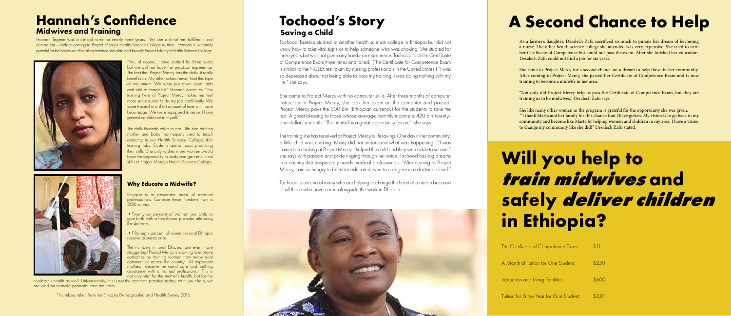## Hannah's Confidence

### Midwives and Training

Hannah Tegene was a clinical nurse for nearly three years. Yet, she did not feel fulfilled -- nor competent -- before coming to Project Mercy's Health Science College to train. Hannah is extremely grateful for the hands-on clinical experience she obtained through Project Mercy's Health Science College.

"Yes, of course, I have studied for three years but we did not have the practical experience. The fact that Project Mercy has the dolls, it really benefits us. My other school never had this type of equipment. We were just given visual aids and told to imagine it." Hannah continues, "The training here at Project Mercy makes me feel more self-assured to do my job confidently. We were trained in a short amount of time with more knowledge. We were equipped to serve. I have gained confidence in myself."

The dolls Hannah refers to are life-size birthing mother and baby mannequins used to teach anatomy in our Health Science College skills training labs. Students spend hours practicing their skills. She only wishes more women would have the opportunity to study and garner clinical skills at Project Mercy's Health Science College.

#### Why Educate a Midwife?

Ethiopia is in desperate need of medical professionals. Consider these numbers from a 2016 survey:

- Twenty-six percent of women are able to give birth with a healthcare provider attending the delivery.
- Fifty-eight percent of women in rural Ethiopia receive prenatal care.

The numbers in rural Ethiopia are even more staggering! Project Mercy is working to improve outcomes by training women from many rural communities across the country. All expectant mothers deserve perinatal care and birthing assistance with a trained professional. This is not only vital for the mother's health, but for the newborn's health as well. Unfortunately, this is not the common practice today. With your help, we are working to make perinatal care the norm.

*Numbers taken from the Ethiopia Demographic and Health Survey 2016

## Tochood's Story

### Saving a Child

Tochood Taseska studied at another health science college in Ethiopia but did not know how to take vital signs or to help someone who was choking. She studied for three years but was not given any hands-on experience. Tachood took the Certificate of Competence Exam three times and failed. (The Certificate for Competence Exam is similar to the NCLEX test taken by nursing professionals in the United States.) "I was so depressed about not being able to pass my training. I was doing nothing with my life," she says.

She came to Project Mercy with no computer skills. After three months of computer instruction at Project Mercy, she took her exam on the computer and passed! Project Mercy pays the 300 birr (Ethiopian currency) for the students to take the test. A great blessing to those whose average monthly income is 420 birr twenty-one dollars a month. "That in itself is a great opportunity for me", she says.

The training she has received at Project Mercy is lifesaving. One day in her community, a little child was choking. Many did not understand what was happening. "I was trained on choking at Project Mercy. I helped the child and they were able to survive." she says with passion and pride ringing through her voice. Tachood has big dreams in a country that desperately needs medical professionals. "After coming to Project Mercy, I am so hungry to be more educated even to a degree in a doctorate level."

Tachood is just one of many who are helping to change the heart of a nation because of all those who have come alongside the work in Ethiopia.

# A Second Chance to Help

As a farmer's daughter, Desalech Zafu sacrificed so much to pursue her dream of becoming a nurse. The other health science college she attended was very expensive. She tried to earn her Certificate of Competence but could not pass the exam. After she finished her education, Desalech Zafu could not find a job for six years.

She came to Project Mercy for a second chance on a dream to help those in her community. After coming to Project Mercy, she passed her Certificate of Competence Exam and is now training to become a midwife in her area.

"Not only did Project Mercy help us pass the Certificate of Competence Exam, but they are training us to be midwives," Desalech Zafu says.

She like many other women in the program is grateful for the opportunity she was given. "I thank Marta and her family for this chance that I have gotten. My vision is to go back to my community and become like Marta by helping women and children in my area. I have a vision to change my community like she did!" Desalech Zafu stated.

# Will you help to *train midwives* and safely *deliver children* in Ethiopia?

| | |
|---|---|
| The Certificate of Competence Exam: | $11 |
| A Month of Tuition for One Student: | $250 |
| Instruction and Living Facilities: | $600 |
| Tuition for Entire Year for One Student: | $3,011 |